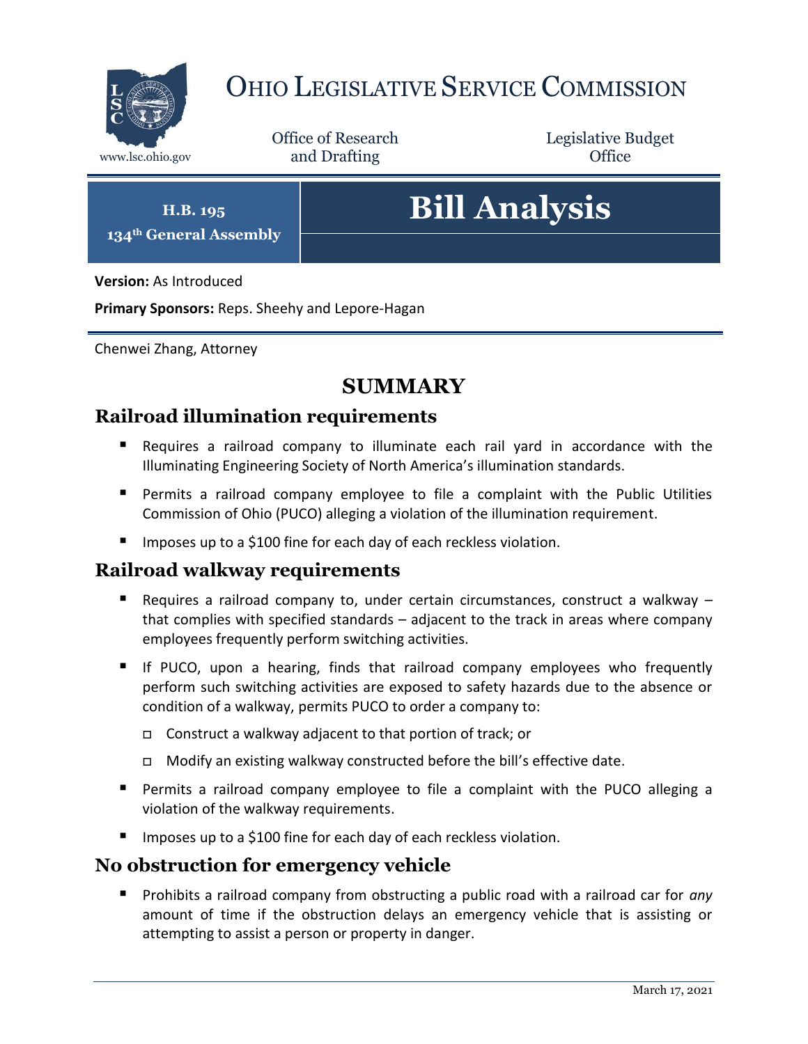# OHIO LEGISLATIVE SERVICE COMMISSION

www.lsc.ohio.gov

Office of Research and Drafting

Legislative Budget Office

**H.B. 195**
**134th General Assembly**

# Bill Analysis

**Version:** As Introduced

**Primary Sponsors:** Reps. Sheehy and Lepore-Hagan

Chenwei Zhang, Attorney

## SUMMARY

### Railroad illumination requirements

- Requires a railroad company to illuminate each rail yard in accordance with the Illuminating Engineering Society of North America's illumination standards.
- Permits a railroad company employee to file a complaint with the Public Utilities Commission of Ohio (PUCO) alleging a violation of the illumination requirement.
- Imposes up to a $100 fine for each day of each reckless violation.

### Railroad walkway requirements

- Requires a railroad company to, under certain circumstances, construct a walkway – that complies with specified standards – adjacent to the track in areas where company employees frequently perform switching activities.
- If PUCO, upon a hearing, finds that railroad company employees who frequently perform such switching activities are exposed to safety hazards due to the absence or condition of a walkway, permits PUCO to order a company to:
  - Construct a walkway adjacent to that portion of track; or
  - Modify an existing walkway constructed before the bill's effective date.
- Permits a railroad company employee to file a complaint with the PUCO alleging a violation of the walkway requirements.
- Imposes up to a $100 fine for each day of each reckless violation.

### No obstruction for emergency vehicle

- Prohibits a railroad company from obstructing a public road with a railroad car for *any* amount of time if the obstruction delays an emergency vehicle that is assisting or attempting to assist a person or property in danger.

March 17, 2021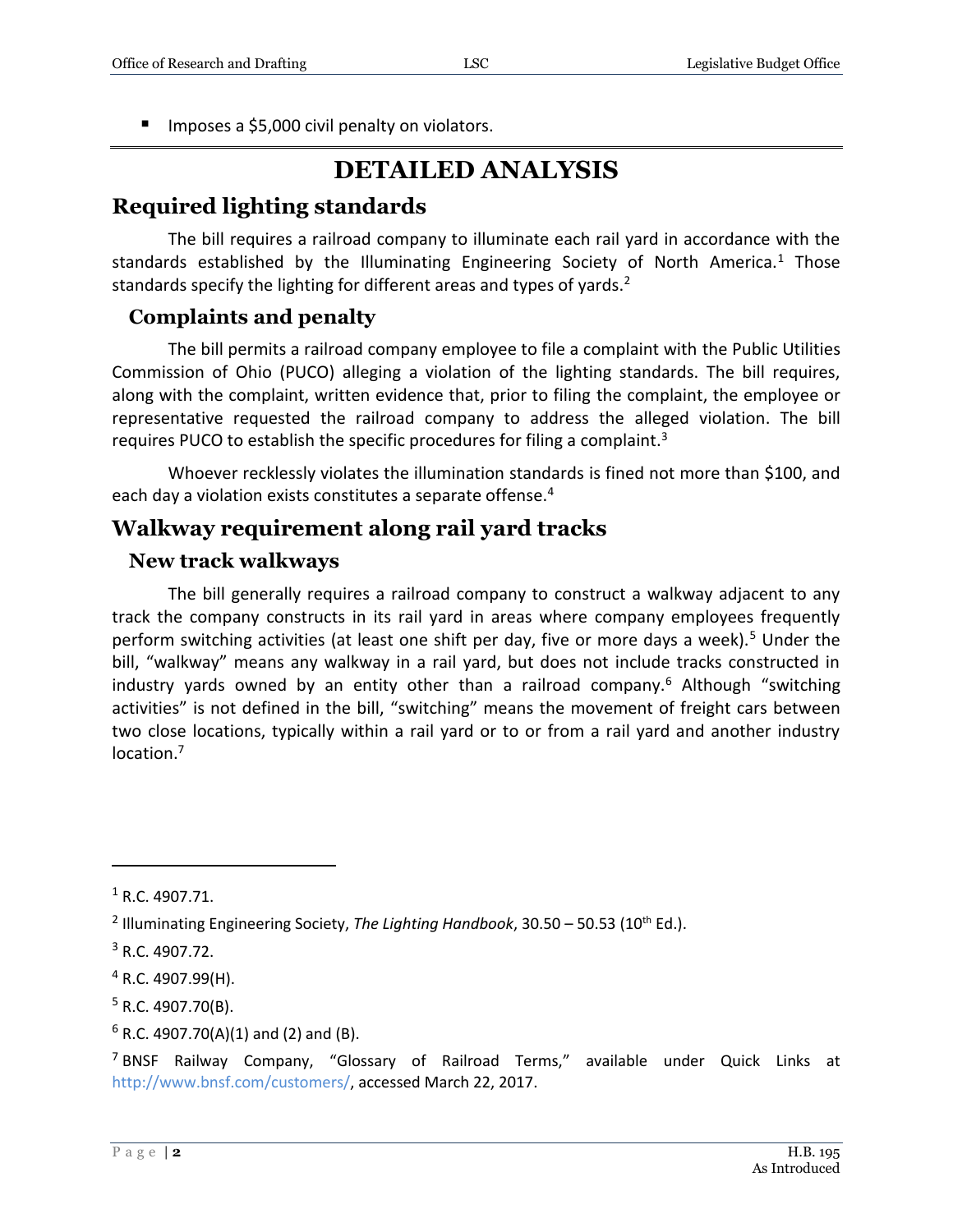- Imposes a $5,000 civil penalty on violators.

# DETAILED ANALYSIS

## Required lighting standards

The bill requires a railroad company to illuminate each rail yard in accordance with the standards established by the Illuminating Engineering Society of North America.[1] Those standards specify the lighting for different areas and types of yards.[2]

### Complaints and penalty

The bill permits a railroad company employee to file a complaint with the Public Utilities Commission of Ohio (PUCO) alleging a violation of the lighting standards. The bill requires, along with the complaint, written evidence that, prior to filing the complaint, the employee or representative requested the railroad company to address the alleged violation. The bill requires PUCO to establish the specific procedures for filing a complaint.[3]

Whoever recklessly violates the illumination standards is fined not more than $100, and each day a violation exists constitutes a separate offense.[4]

## Walkway requirement along rail yard tracks

### New track walkways

The bill generally requires a railroad company to construct a walkway adjacent to any track the company constructs in its rail yard in areas where company employees frequently perform switching activities (at least one shift per day, five or more days a week).[5] Under the bill, "walkway" means any walkway in a rail yard, but does not include tracks constructed in industry yards owned by an entity other than a railroad company.[6] Although "switching activities" is not defined in the bill, "switching" means the movement of freight cars between two close locations, typically within a rail yard or to or from a rail yard and another industry location.[7]

---

[1] R.C. 4907.71.

[2] Illuminating Engineering Society, *The Lighting Handbook*, 30.50 – 50.53 (10th Ed.).

[3] R.C. 4907.72.

[4] R.C. 4907.99(H).

[5] R.C. 4907.70(B).

[6] R.C. 4907.70(A)(1) and (2) and (B).

[7] BNSF Railway Company, "Glossary of Railroad Terms," available under Quick Links at http://www.bnsf.com/customers/, accessed March 22, 2017.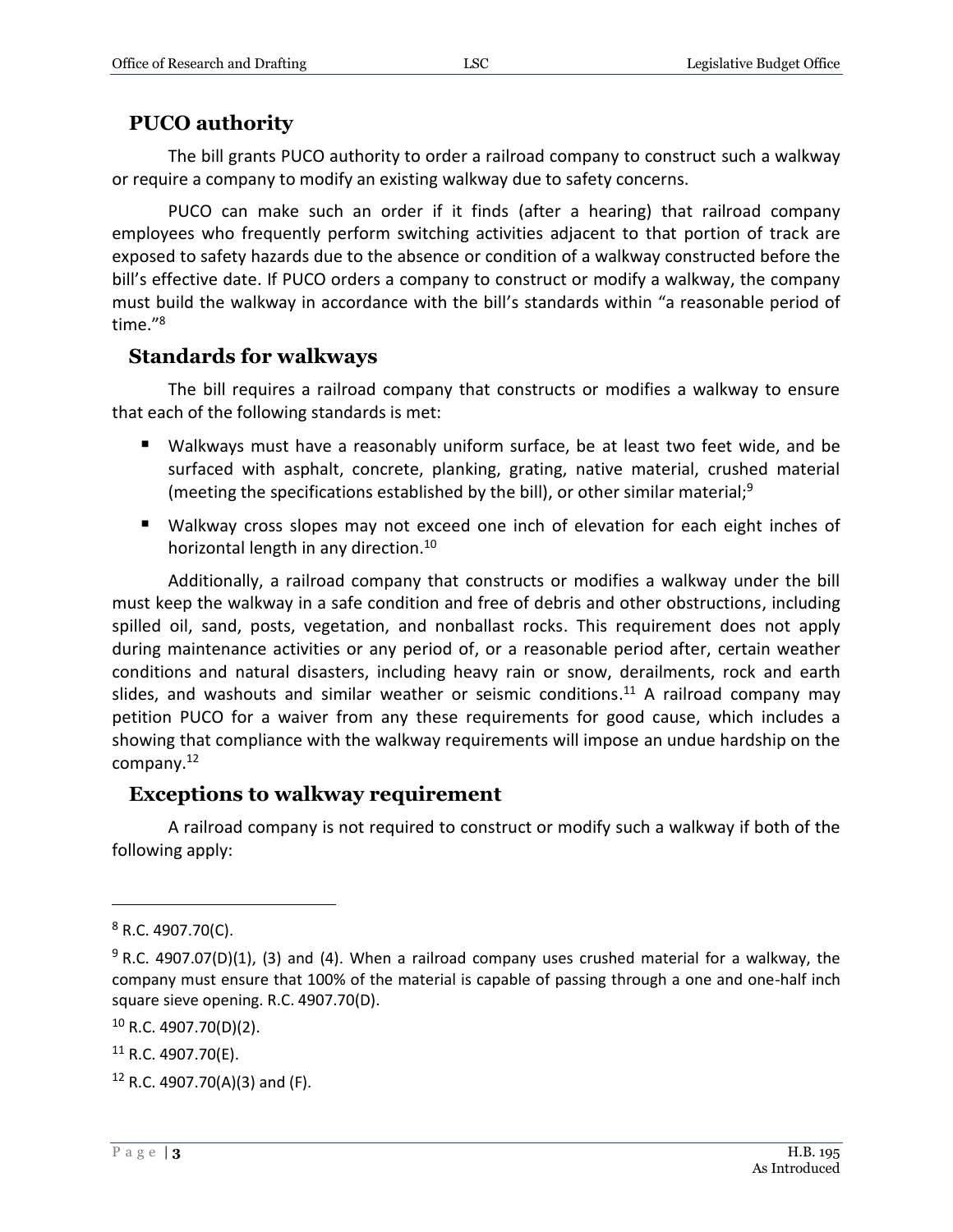## PUCO authority

The bill grants PUCO authority to order a railroad company to construct such a walkway or require a company to modify an existing walkway due to safety concerns.

PUCO can make such an order if it finds (after a hearing) that railroad company employees who frequently perform switching activities adjacent to that portion of track are exposed to safety hazards due to the absence or condition of a walkway constructed before the bill's effective date. If PUCO orders a company to construct or modify a walkway, the company must build the walkway in accordance with the bill's standards within "a reasonable period of time."[8]

## Standards for walkways

The bill requires a railroad company that constructs or modifies a walkway to ensure that each of the following standards is met:

- Walkways must have a reasonably uniform surface, be at least two feet wide, and be surfaced with asphalt, concrete, planking, grating, native material, crushed material (meeting the specifications established by the bill), or other similar material;[9]
- Walkway cross slopes may not exceed one inch of elevation for each eight inches of horizontal length in any direction.[10]

Additionally, a railroad company that constructs or modifies a walkway under the bill must keep the walkway in a safe condition and free of debris and other obstructions, including spilled oil, sand, posts, vegetation, and nonballast rocks. This requirement does not apply during maintenance activities or any period of, or a reasonable period after, certain weather conditions and natural disasters, including heavy rain or snow, derailments, rock and earth slides, and washouts and similar weather or seismic conditions.[11] A railroad company may petition PUCO for a waiver from any these requirements for good cause, which includes a showing that compliance with the walkway requirements will impose an undue hardship on the company.[12]

## Exceptions to walkway requirement

A railroad company is not required to construct or modify such a walkway if both of the following apply:

---

[8] R.C. 4907.70(C).

[9] R.C. 4907.07(D)(1), (3) and (4). When a railroad company uses crushed material for a walkway, the company must ensure that 100% of the material is capable of passing through a one and one-half inch square sieve opening. R.C. 4907.70(D).

[10] R.C. 4907.70(D)(2).

[11] R.C. 4907.70(E).

[12] R.C. 4907.70(A)(3) and (F).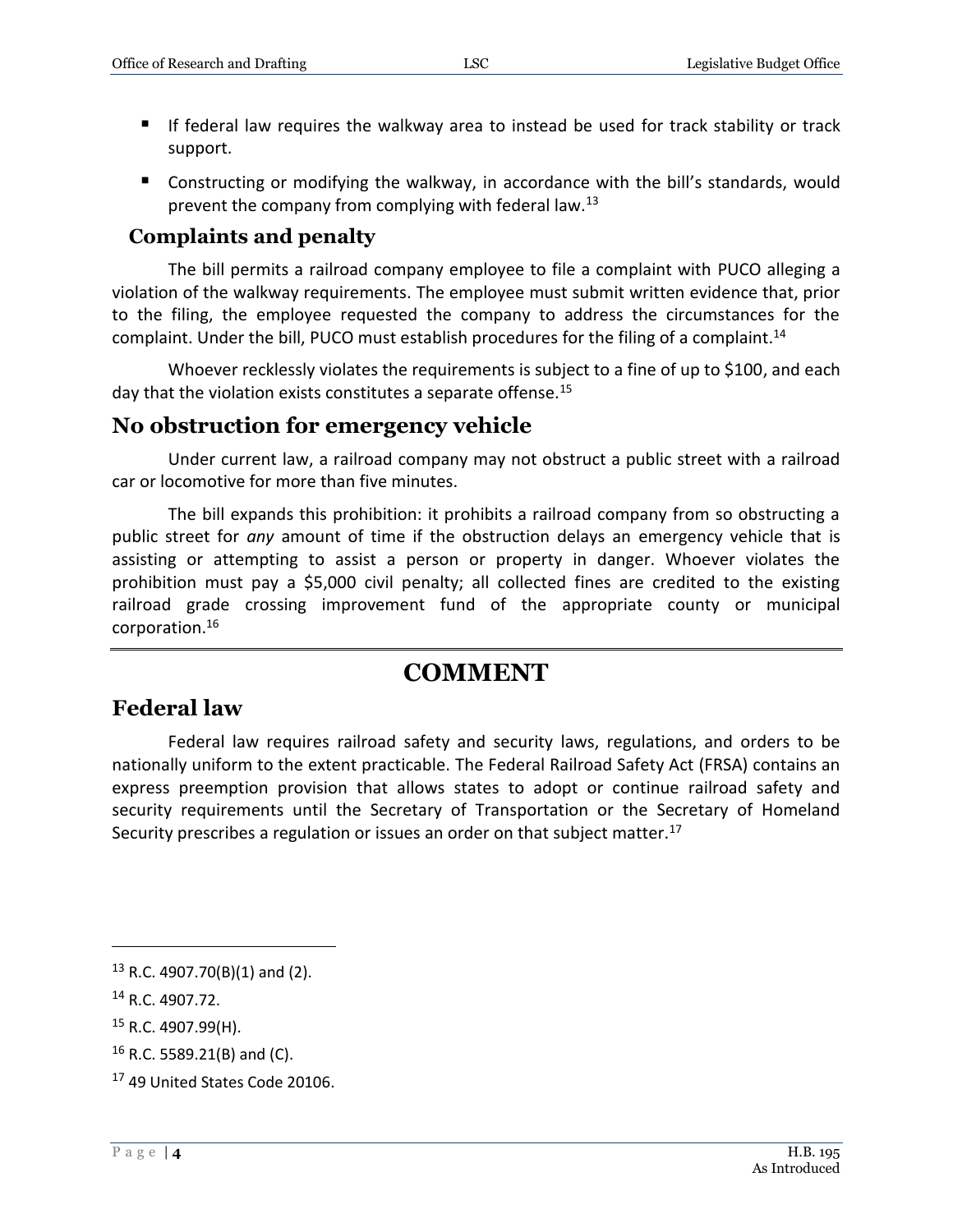- If federal law requires the walkway area to instead be used for track stability or track support.
- Constructing or modifying the walkway, in accordance with the bill's standards, would prevent the company from complying with federal law.[13]

### Complaints and penalty

The bill permits a railroad company employee to file a complaint with PUCO alleging a violation of the walkway requirements. The employee must submit written evidence that, prior to the filing, the employee requested the company to address the circumstances for the complaint. Under the bill, PUCO must establish procedures for the filing of a complaint.[14]

Whoever recklessly violates the requirements is subject to a fine of up to $100, and each day that the violation exists constitutes a separate offense.[15]

## No obstruction for emergency vehicle

Under current law, a railroad company may not obstruct a public street with a railroad car or locomotive for more than five minutes.

The bill expands this prohibition: it prohibits a railroad company from so obstructing a public street for *any* amount of time if the obstruction delays an emergency vehicle that is assisting or attempting to assist a person or property in danger. Whoever violates the prohibition must pay a $5,000 civil penalty; all collected fines are credited to the existing railroad grade crossing improvement fund of the appropriate county or municipal corporation.[16]

# COMMENT

## Federal law

Federal law requires railroad safety and security laws, regulations, and orders to be nationally uniform to the extent practicable. The Federal Railroad Safety Act (FRSA) contains an express preemption provision that allows states to adopt or continue railroad safety and security requirements until the Secretary of Transportation or the Secretary of Homeland Security prescribes a regulation or issues an order on that subject matter.[17]

---

[13] R.C. 4907.70(B)(1) and (2).

[14] R.C. 4907.72.

[15] R.C. 4907.99(H).

[16] R.C. 5589.21(B) and (C).

[17] 49 United States Code 20106.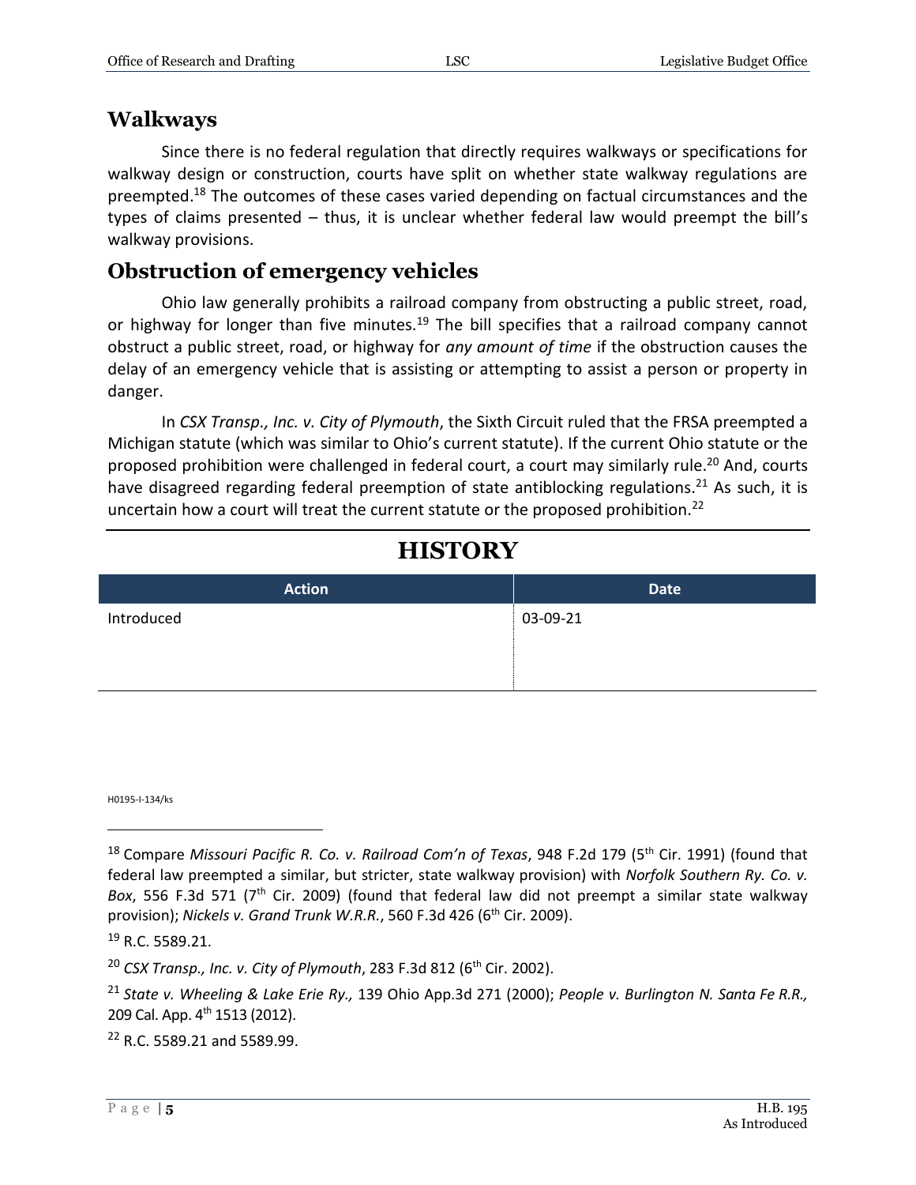## Walkways

Since there is no federal regulation that directly requires walkways or specifications for walkway design or construction, courts have split on whether state walkway regulations are preempted.[18] The outcomes of these cases varied depending on factual circumstances and the types of claims presented – thus, it is unclear whether federal law would preempt the bill's walkway provisions.

## Obstruction of emergency vehicles

Ohio law generally prohibits a railroad company from obstructing a public street, road, or highway for longer than five minutes.[19] The bill specifies that a railroad company cannot obstruct a public street, road, or highway for *any amount of time* if the obstruction causes the delay of an emergency vehicle that is assisting or attempting to assist a person or property in danger.

In *CSX Transp., Inc. v. City of Plymouth*, the Sixth Circuit ruled that the FRSA preempted a Michigan statute (which was similar to Ohio's current statute). If the current Ohio statute or the proposed prohibition were challenged in federal court, a court may similarly rule.[20] And, courts have disagreed regarding federal preemption of state antiblocking regulations.[21] As such, it is uncertain how a court will treat the current statute or the proposed prohibition.[22]

# HISTORY

| Action | Date |
| --- | --- |
| Introduced | 03-09-21 |

H0195-I-134/ks

---

[18] Compare *Missouri Pacific R. Co. v. Railroad Com'n of Texas*, 948 F.2d 179 (5th Cir. 1991) (found that federal law preempted a similar, but stricter, state walkway provision) with *Norfolk Southern Ry. Co. v. Box*, 556 F.3d 571 (7th Cir. 2009) (found that federal law did not preempt a similar state walkway provision); *Nickels v. Grand Trunk W.R.R.*, 560 F.3d 426 (6th Cir. 2009).

[19] R.C. 5589.21.

[20] *CSX Transp., Inc. v. City of Plymouth*, 283 F.3d 812 (6th Cir. 2002).

[21] *State v. Wheeling & Lake Erie Ry.,* 139 Ohio App.3d 271 (2000); *People v. Burlington N. Santa Fe R.R.,* 209 Cal. App. 4th 1513 (2012).

[22] R.C. 5589.21 and 5589.99.